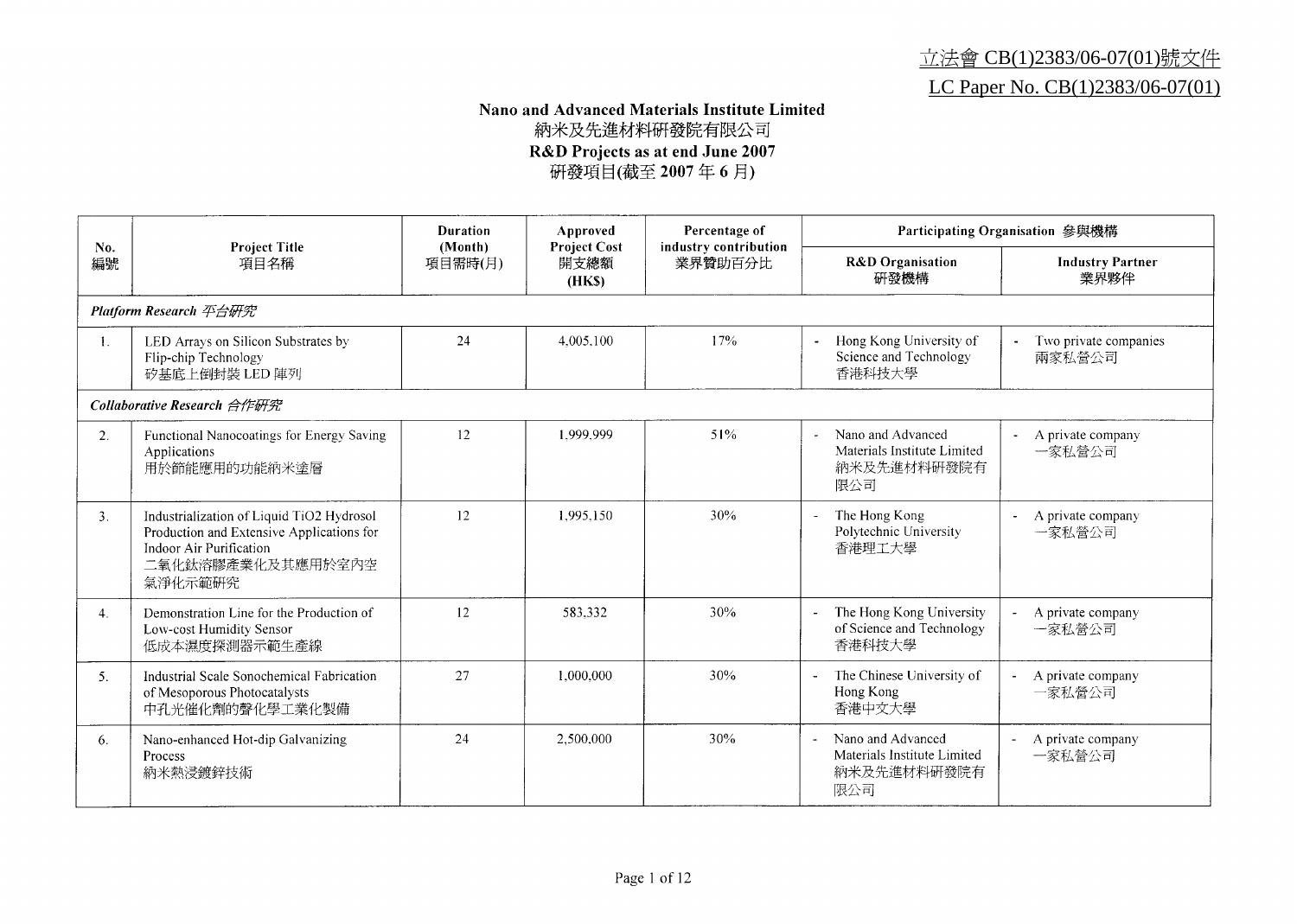立法會 CB(1)2383/06-07(01)號文件

LC Paper No. CB(1)2383/06-07(01)

**Nano and Advanced Materials Institute Limited**
納米及先進材料研發院有限公司
**R&D Projects as at end June 2007**
研發項目(截至 **2007** 年 **6** 月)

| No. 編號 | Project Title 項目名稱 | Duration (Month) 項目需時(月) | Approved Project Cost 開支總額 (HK$) | Percentage of industry contribution 業界贊助百分比 | Participating Organisation 參與機構 | |
|---|---|---|---|---|---|---|
| | | | | | R&D Organisation 研發機構 | Industry Partner 業界夥伴 |
| *Platform Research 平台研究* | | | | | | |
| 1. | LED Arrays on Silicon Substrates by Flip-chip Technology 矽基底上倒封裝 LED 陣列 | 24 | 4,005,100 | 17% | - Hong Kong University of Science and Technology 香港科技大學 | - Two private companies 兩家私營公司 |
| *Collaborative Research 合作研究* | | | | | | |
| 2. | Functional Nanocoatings for Energy Saving Applications 用於節能應用的功能納米塗層 | 12 | 1,999,999 | 51% | - Nano and Advanced Materials Institute Limited 納米及先進材料研發院有限公司 | - A private company 一家私營公司 |
| 3. | Industrialization of Liquid TiO2 Hydrosol Production and Extensive Applications for Indoor Air Purification 二氧化鈦溶膠產業化及其應用於室內空氣淨化示範研究 | 12 | 1,995,150 | 30% | - The Hong Kong Polytechnic University 香港理工大學 | - A private company 一家私營公司 |
| 4. | Demonstration Line for the Production of Low-cost Humidity Sensor 低成本濕度探測器示範生產線 | 12 | 583,332 | 30% | - The Hong Kong University of Science and Technology 香港科技大學 | - A private company 一家私營公司 |
| 5. | Industrial Scale Sonochemical Fabrication of Mesoporous Photocatalysts 中孔光催化劑的聲化學工業化製備 | 27 | 1,000,000 | 30% | - The Chinese University of Hong Kong 香港中文大學 | - A private company 一家私營公司 |
| 6. | Nano-enhanced Hot-dip Galvanizing Process 納米熱浸鍍鋅技術 | 24 | 2,500,000 | 30% | - Nano and Advanced Materials Institute Limited 納米及先進材料研發院有限公司 | - A private company 一家私營公司 |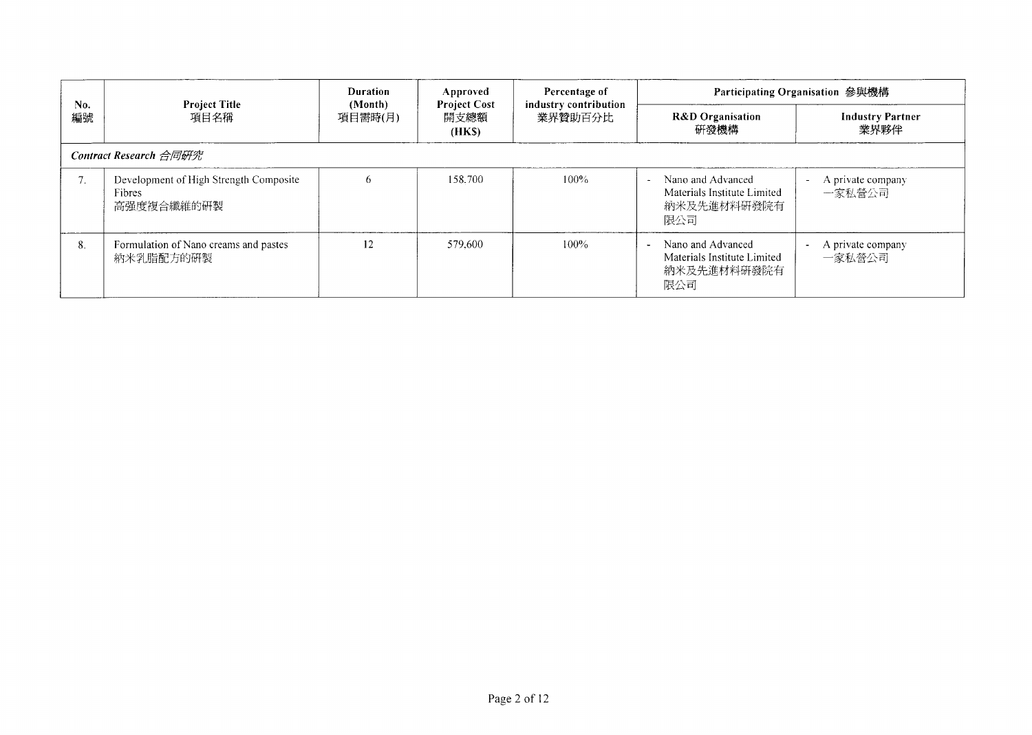| No. 編號 | Project Title 項目名稱 | Duration (Month) 項目需時(月) | Approved Project Cost 開支總額 (HK$) | Percentage of industry contribution 業界贊助百分比 | Participating Organisation 參與機構 | |
|---|---|---|---|---|---|---|
| | | | | | R&D Organisation 研發機構 | Industry Partner 業界夥伴 |
| *Contract Research 合同研究* | | | | | | |
| 7. | Development of High Strength Composite Fibres 高强度複合纖維的研製 | 6 | 158,700 | 100% | - Nano and Advanced Materials Institute Limited 納米及先進材料研發院有限公司 | - A private company 一家私營公司 |
| 8. | Formulation of Nano creams and pastes 納米乳脂配方的研製 | 12 | 579,600 | 100% | - Nano and Advanced Materials Institute Limited 納米及先進材料研發院有限公司 | - A private company 一家私營公司 |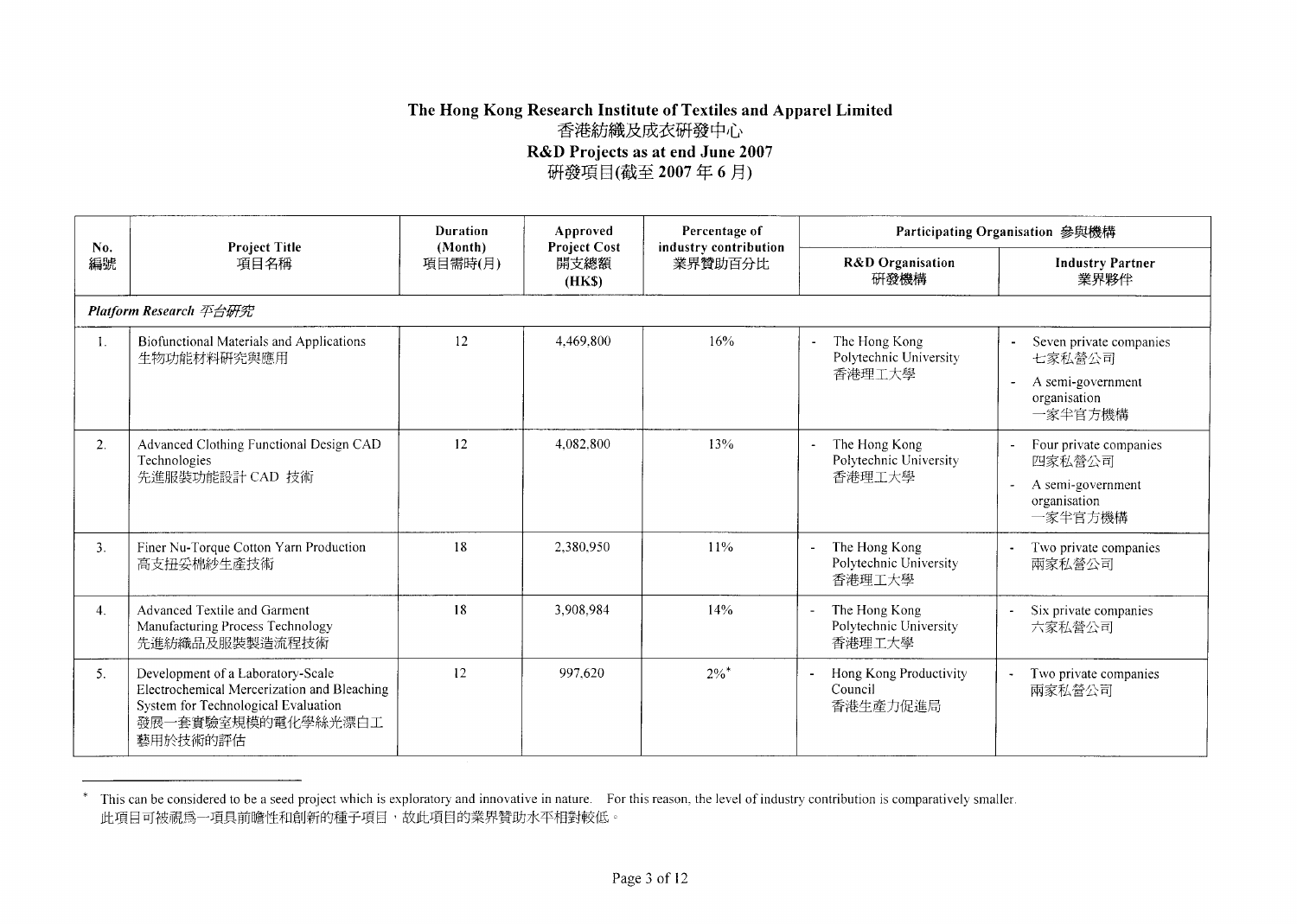# The Hong Kong Research Institute of Textiles and Apparel Limited
# 香港紡織及成衣研發中心
## R&D Projects as at end June 2007
## 研發項目(截至 2007 年 6 月)

| No.<br>編號 | Project Title<br>項目名稱 | Duration (Month)<br>項目需時(月) | Approved Project Cost<br>開支總額<br>(HK$) | Percentage of industry contribution<br>業界贊助百分比 | Participating Organisation 參與機構 | |
|---|---|---|---|---|---|---|
| | | | | | R&D Organisation<br>研發機構 | Industry Partner<br>業界夥伴 |
| ***Platform Research 平台研究*** | | | | | | |
| 1. | Biofunctional Materials and Applications<br>生物功能材料研究與應用 | 12 | 4,469,800 | 16% | - The Hong Kong Polytechnic University<br>香港理工大學 | - Seven private companies<br>七家私營公司<br>- A semi-government organisation<br>一家半官方機構 |
| 2. | Advanced Clothing Functional Design CAD Technologies<br>先進服裝功能設計 CAD 技術 | 12 | 4,082,800 | 13% | - The Hong Kong Polytechnic University<br>香港理工大學 | - Four private companies<br>四家私營公司<br>- A semi-government organisation<br>一家半官方機構 |
| 3. | Finer Nu-Torque Cotton Yarn Production<br>高支扭妥棉紗生產技術 | 18 | 2,380,950 | 11% | - The Hong Kong Polytechnic University<br>香港理工大學 | - Two private companies<br>兩家私營公司 |
| 4. | Advanced Textile and Garment Manufacturing Process Technology<br>先進紡織品及服裝製造流程技術 | 18 | 3,908,984 | 14% | - The Hong Kong Polytechnic University<br>香港理工大學 | - Six private companies<br>六家私營公司 |
| 5. | Development of a Laboratory-Scale Electrochemical Mercerization and Bleaching System for Technological Evaluation<br>發展一套實驗室規模的電化學絲光漂白工藝用於技術的評估 | 12 | 997,620 | 2%* | - Hong Kong Productivity Council<br>香港生產力促進局 | - Two private companies<br>兩家私營公司 |

* This can be considered to be a seed project which is exploratory and innovative in nature. For this reason, the level of industry contribution is comparatively smaller.
此項目可被視爲一項具前瞻性和創新的種子項目，故此項目的業界贊助水平相對較低。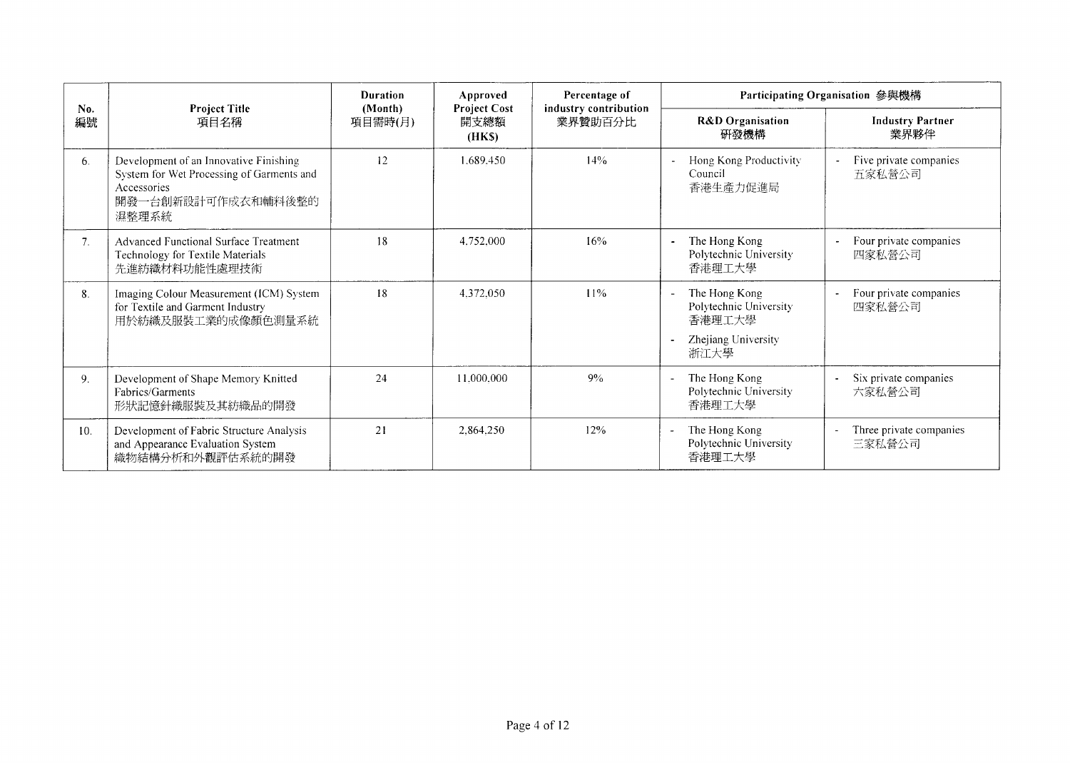| No. 編號 | Project Title 項目名稱 | Duration (Month) 項目需時(月) | Approved Project Cost 開支總額 (HK$) | Percentage of industry contribution 業界贊助百分比 | Participating Organisation 參與機構 | |
|---|---|---|---|---|---|---|
| | | | | | R&D Organisation 研發機構 | Industry Partner 業界夥伴 |
| 6. | Development of an Innovative Finishing System for Wet Processing of Garments and Accessories 開發一台創新設計可作成衣和輔料後整的濕整理系統 | 12 | 1,689,450 | 14% | - Hong Kong Productivity Council 香港生產力促進局 | - Five private companies 五家私營公司 |
| 7. | Advanced Functional Surface Treatment Technology for Textile Materials 先進紡織材料功能性處理技術 | 18 | 4,752,000 | 16% | - The Hong Kong Polytechnic University 香港理工大學 | - Four private companies 四家私營公司 |
| 8. | Imaging Colour Measurement (ICM) System for Textile and Garment Industry 用於紡織及服裝工業的成像顏色測量系統 | 18 | 4,372,050 | 11% | - The Hong Kong Polytechnic University 香港理工大學<br>- Zhejiang University 浙江大學 | - Four private companies 四家私營公司 |
| 9. | Development of Shape Memory Knitted Fabrics/Garments 形狀記憶針織服裝及其紡織品的開發 | 24 | 11,000,000 | 9% | - The Hong Kong Polytechnic University 香港理工大學 | - Six private companies 六家私營公司 |
| 10. | Development of Fabric Structure Analysis and Appearance Evaluation System 織物結構分析和外觀評估系統的開發 | 21 | 2,864,250 | 12% | - The Hong Kong Polytechnic University 香港理工大學 | - Three private companies 三家私營公司 |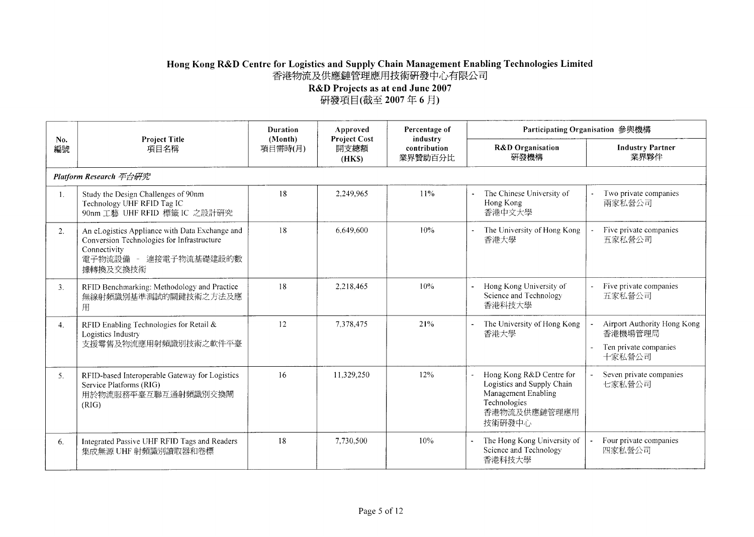# Hong Kong R&D Centre for Logistics and Supply Chain Management Enabling Technologies Limited
# 香港物流及供應鏈管理應用技術研發中心有限公司
## R&D Projects as at end June 2007
## 研發項目(截至 2007 年 6 月)

| No. 編號 | Project Title 項目名稱 | Duration (Month) 項目需時(月) | Approved Project Cost 開支總額 (HK$) | Percentage of industry contribution 業界贊助百分比 | Participating Organisation 參與機構 | |
|---|---|---|---|---|---|---|
| | | | | | R&D Organisation 研發機構 | Industry Partner 業界夥伴 |
| *Platform Research 平台研究* | | | | | | |
| 1. | Study the Design Challenges of 90nm Technology UHF RFID Tag IC<br>90nm 工藝 UHF RFID 標籤 IC 之設計研究 | 18 | 2,249,965 | 11% | - The Chinese University of Hong Kong 香港中文大學 | - Two private companies 兩家私營公司 |
| 2. | An eLogistics Appliance with Data Exchange and Conversion Technologies for Infrastructure Connectivity<br>電子物流設備 - 連接電子物流基礎建設的數據轉換及交換技術 | 18 | 6,649,600 | 10% | - The University of Hong Kong 香港大學 | - Five private companies 五家私營公司 |
| 3. | RFID Benchmarking: Methodology and Practice<br>無線射頻識別基準測試的關鍵技術之方法及應用 | 18 | 2,218,465 | 10% | - Hong Kong University of Science and Technology 香港科技大學 | - Five private companies 五家私營公司 |
| 4. | RFID Enabling Technologies for Retail & Logistics Industry<br>支援零售及物流應用射頻識別技術之軟件平臺 | 12 | 7,378,475 | 21% | - The University of Hong Kong 香港大學 | - Airport Authority Hong Kong 香港機場管理局<br>- Ten private companies 十家私營公司 |
| 5. | RFID-based Interoperable Gateway for Logistics Service Platforms (RIG)<br>用於物流服務平臺互聯互通射頻識別交換閘 (RIG) | 16 | 11,329,250 | 12% | - Hong Kong R&D Centre for Logistics and Supply Chain Management Enabling Technologies 香港物流及供應鏈管理應用技術研發中心 | - Seven private companies 七家私營公司 |
| 6. | Integrated Passive UHF RFID Tags and Readers<br>集成無源 UHF 射頻識別讀取器和卷標 | 18 | 7,730,500 | 10% | - The Hong Kong University of Science and Technology 香港科技大學 | - Four private companies 四家私營公司 |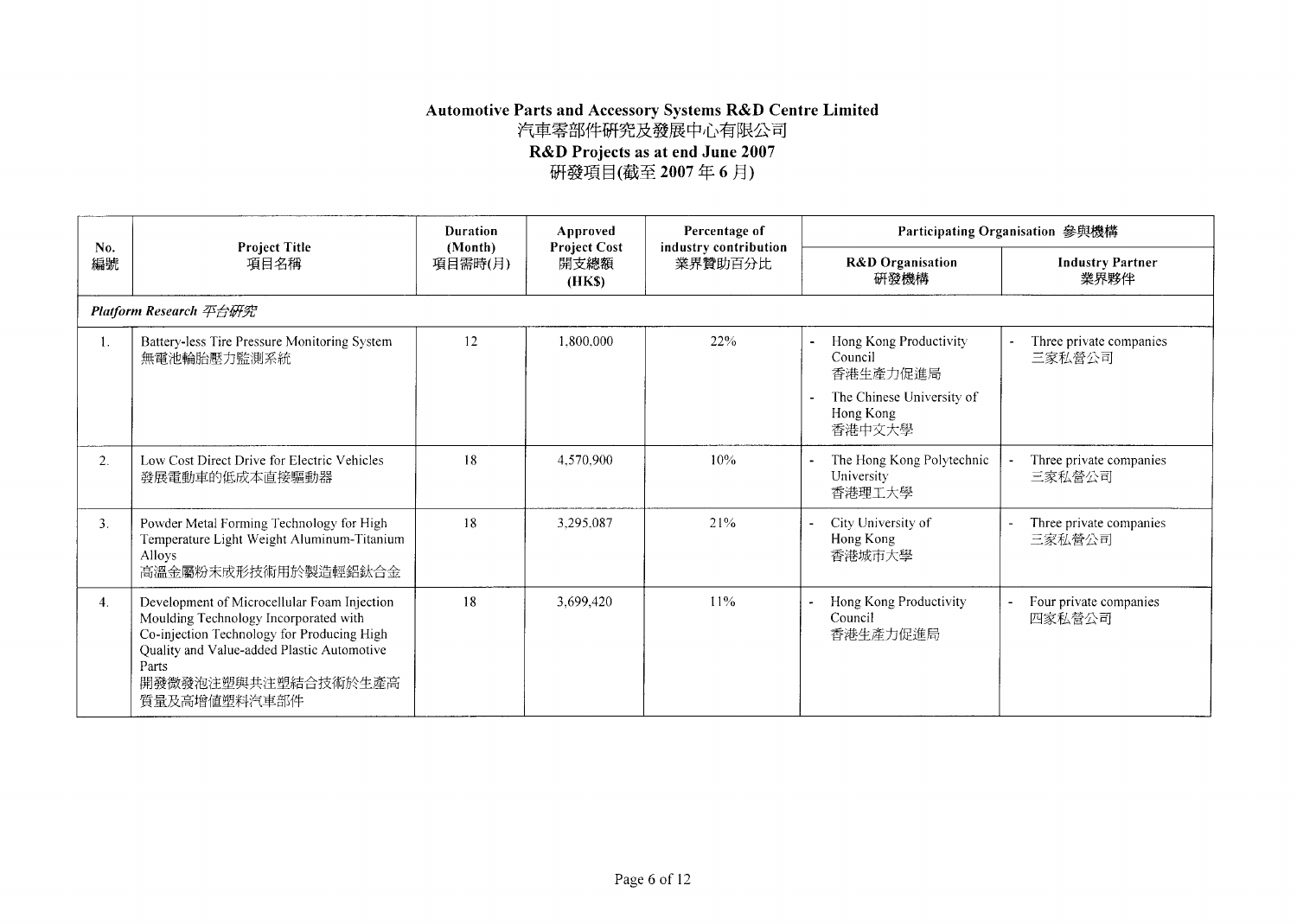# Automotive Parts and Accessory Systems R&D Centre Limited
# 汽車零部件研究及發展中心有限公司
## R&D Projects as at end June 2007
## 研發項目(截至 2007 年 6 月)

| No.<br>編號 | Project Title<br>項目名稱 | Duration (Month)<br>項目需時(月) | Approved Project Cost<br>開支總額<br>(HK$) | Percentage of industry contribution<br>業界贊助百分比 | Participating Organisation 參與機構 | |
|---|---|---|---|---|---|---|
| | | | | | R&D Organisation<br>研發機構 | Industry Partner<br>業界夥伴 |
| *Platform Research 平台研究* | | | | | | |
| 1. | Battery-less Tire Pressure Monitoring System<br>無電池輪胎壓力監測系統 | 12 | 1,800,000 | 22% | - Hong Kong Productivity Council<br>香港生產力促進局<br>- The Chinese University of Hong Kong<br>香港中文大學 | - Three private companies<br>三家私營公司 |
| 2. | Low Cost Direct Drive for Electric Vehicles<br>發展電動車的低成本直接驅動器 | 18 | 4,570,900 | 10% | - The Hong Kong Polytechnic University<br>香港理工大學 | - Three private companies<br>三家私營公司 |
| 3. | Powder Metal Forming Technology for High Temperature Light Weight Aluminum-Titanium Alloys<br>高溫金屬粉末成形技術用於製造輕鋁鈦合金 | 18 | 3,295,087 | 21% | - City University of Hong Kong<br>香港城市大學 | - Three private companies<br>三家私營公司 |
| 4. | Development of Microcellular Foam Injection Moulding Technology Incorporated with Co-injection Technology for Producing High Quality and Value-added Plastic Automotive Parts<br>開發微發泡注塑與共注塑結合技術於生產高質量及高增值塑料汽車部件 | 18 | 3,699,420 | 11% | - Hong Kong Productivity Council<br>香港生產力促進局 | - Four private companies<br>四家私營公司 |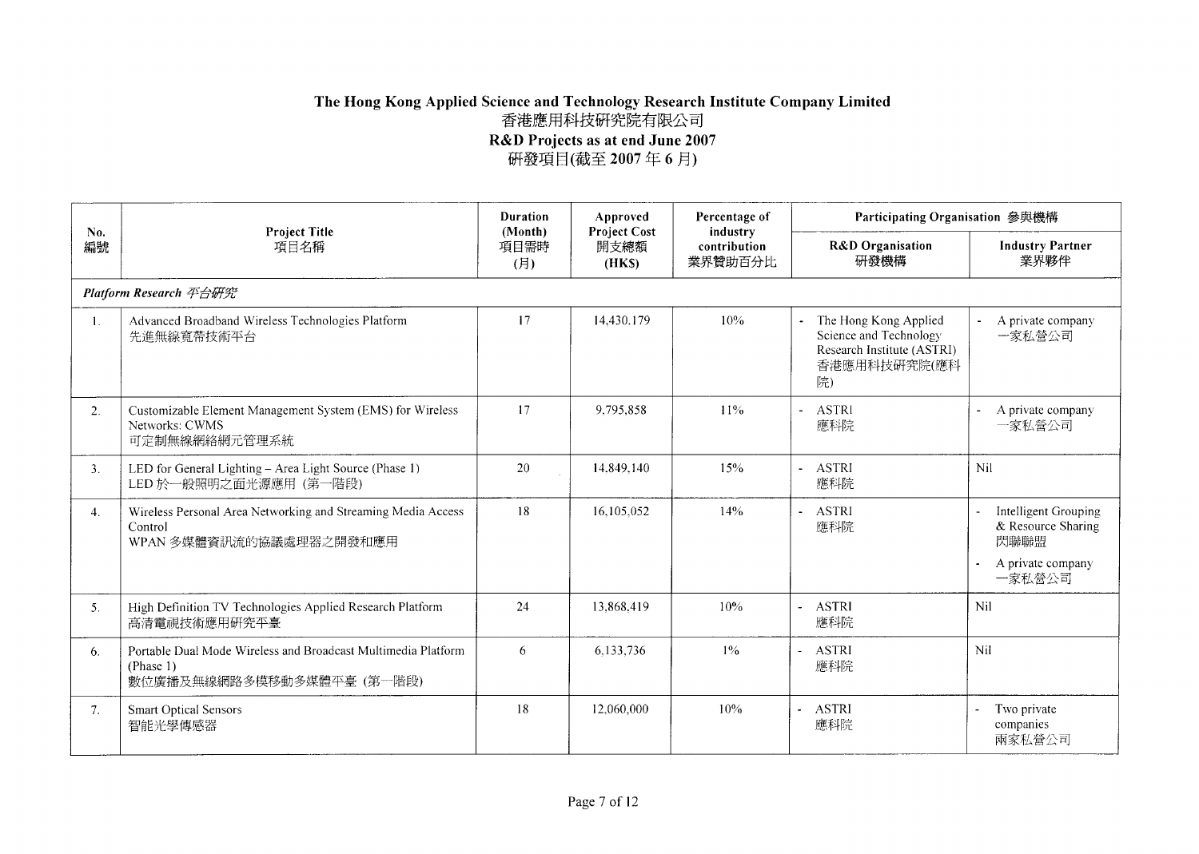# The Hong Kong Applied Science and Technology Research Institute Company Limited
# 香港應用科技研究院有限公司
## R&D Projects as at end June 2007
## 研發項目(截至 2007 年 6 月)

| No. 編號 | Project Title 項目名稱 | Duration (Month) 項目需時 (月) | Approved Project Cost 開支總額 (HK$) | Percentage of industry contribution 業界贊助百分比 | Participating Organisation 參與機構 | |
|---|---|---|---|---|---|---|
| | | | | | R&D Organisation 研發機構 | Industry Partner 業界夥伴 |
| *Platform Research 平台研究* | | | | | | |
| 1. | Advanced Broadband Wireless Technologies Platform 先進無線寬帶技術平台 | 17 | 14,430,179 | 10% | - The Hong Kong Applied Science and Technology Research Institute (ASTRI) 香港應用科技研究院(應科院) | - A private company 一家私營公司 |
| 2. | Customizable Element Management System (EMS) for Wireless Networks: CWMS 可定制無線網絡網元管理系統 | 17 | 9,795,858 | 11% | - ASTRI 應科院 | - A private company 一家私營公司 |
| 3. | LED for General Lighting – Area Light Source (Phase 1) LED 於一般照明之面光源應用 (第一階段) | 20 | 14,849,140 | 15% | - ASTRI 應科院 | Nil |
| 4. | Wireless Personal Area Networking and Streaming Media Access Control WPAN 多媒體資訊流的協議處理器之開發和應用 | 18 | 16,105,052 | 14% | - ASTRI 應科院 | - Intelligent Grouping & Resource Sharing 閃聯聯盟<br>- A private company 一家私營公司 |
| 5. | High Definition TV Technologies Applied Research Platform 高清電視技術應用研究平臺 | 24 | 13,868,419 | 10% | - ASTRI 應科院 | Nil |
| 6. | Portable Dual Mode Wireless and Broadcast Multimedia Platform (Phase 1) 數位廣播及無線網路多模移動多媒體平臺 (第一階段) | 6 | 6,133,736 | 1% | - ASTRI 應科院 | Nil |
| 7. | Smart Optical Sensors 智能光學傳感器 | 18 | 12,060,000 | 10% | - ASTRI 應科院 | - Two private companies 兩家私營公司 |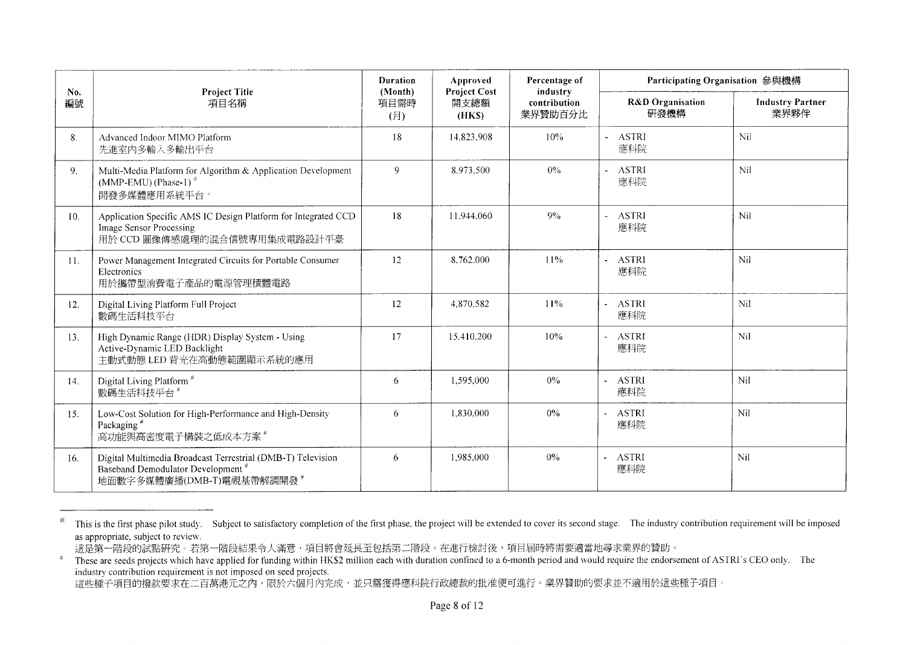| No. 編號 | Project Title 項目名稱 | Duration (Month) 項目需時 (月) | Approved Project Cost 開支總額 (HK$) | Percentage of industry contribution 業界贊助百分比 | Participating Organisation 參與機構 | |
|---|---|---|---|---|---|---|
| | | | | | R&D Organisation 研發機構 | Industry Partner 業界夥伴 |
| 8. | Advanced Indoor MIMO Platform<br>先進室內多輸入多輸出平台 | 18 | 14,823,908 | 10% | - ASTRI<br>應科院 | Nil |
| 9. | Multi-Media Platform for Algorithm & Application Development (MMP-EMU) (Phase-1) @<br>開發多媒體應用系統平台 @ | 9 | 8,973,500 | 0% | - ASTRI<br>應科院 | Nil |
| 10. | Application Specific AMS IC Design Platform for Integrated CCD Image Sensor Processing<br>用於 CCD 圖像傳感處理的混合信號專用集成電路設計平臺 | 18 | 11,944,060 | 9% | - ASTRI<br>應科院 | Nil |
| 11. | Power Management Integrated Circuits for Portable Consumer Electronics<br>用於攜帶型消費電子產品的電源管理積體電路 | 12 | 8,762,000 | 11% | - ASTRI<br>應科院 | Nil |
| 12. | Digital Living Platform Full Project<br>數碼生活科技平台 | 12 | 4,870,582 | 11% | - ASTRI<br>應科院 | Nil |
| 13. | High Dynamic Range (HDR) Display System - Using Active-Dynamic LED Backlight<br>主動式動態 LED 背光在高動態範圍顯示系統的應用 | 17 | 15,410,200 | 10% | - ASTRI<br>應科院 | Nil |
| 14. | Digital Living Platform #<br>數碼生活科技平台 # | 6 | 1,595,000 | 0% | - ASTRI<br>應科院 | Nil |
| 15. | Low-Cost Solution for High-Performance and High-Density Packaging #<br>高功能與高密度電子構裝之低成本方案 # | 6 | 1,830,000 | 0% | - ASTRI<br>應科院 | Nil |
| 16. | Digital Multimedia Broadcast Terrestrial (DMB-T) Television Baseband Demodulator Development #<br>地面數字多媒體廣播(DMB-T)電視基帶解調開發 # | 6 | 1,985,000 | 0% | - ASTRI<br>應科院 | Nil |

@ This is the first phase pilot study. Subject to satisfactory completion of the first phase, the project will be extended to cover its second stage. The industry contribution requirement will be imposed as appropriate, subject to review.
這是第一階段的試點研究。若第一階段結果令人滿意，項目將會延長至包括第二階段。在進行檢討後，項目屆時將需要適當地尋求業界的贊助。

# These are seeds projects which have applied for funding within HK$2 million each with duration confined to a 6-month period and would require the endorsement of ASTRI's CEO only. The industry contribution requirement is not imposed on seed projects.
這些種子項目的撥款要求在二百萬港元之內，限於六個月內完成，並只需獲得應科院行政總裁的批准便可進行。業界贊助的要求並不適用於這些種子項目。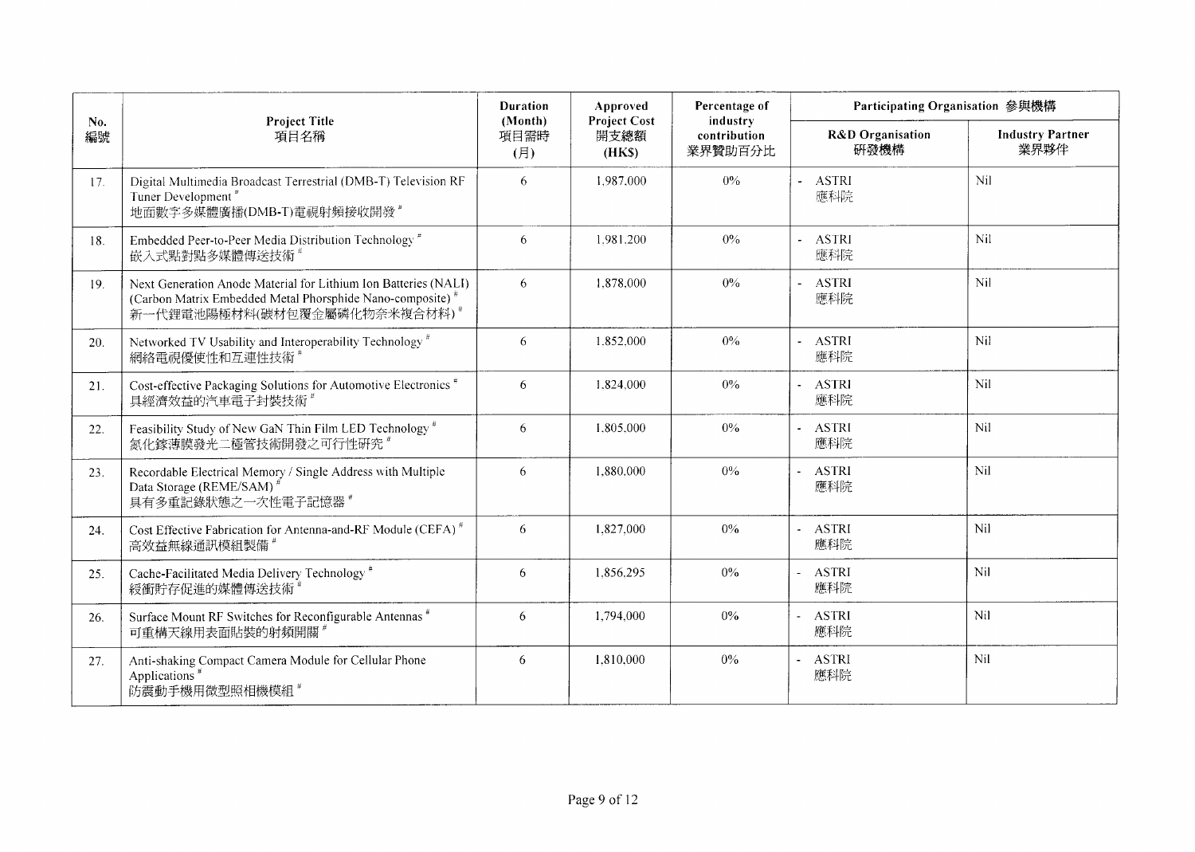| No. 編號 | Project Title 項目名稱 | Duration (Month) 項目需時 (月) | Approved Project Cost 開支總額 (HK$) | Percentage of industry contribution 業界贊助百分比 | Participating Organisation 參與機構 | |
|---|---|---|---|---|---|---|
| | | | | | R&D Organisation 研發機構 | Industry Partner 業界夥伴 |
| 17. | Digital Multimedia Broadcast Terrestrial (DMB-T) Television RF Tuner Development # 地面數字多媒體廣播(DMB-T)電視射頻接收開發 # | 6 | 1,987,000 | 0% | - ASTRI 應科院 | Nil |
| 18. | Embedded Peer-to-Peer Media Distribution Technology # 嵌入式點對點多媒體傳送技術 # | 6 | 1,981,200 | 0% | - ASTRI 應科院 | Nil |
| 19. | Next Generation Anode Material for Lithium Ion Batteries (NALI) (Carbon Matrix Embedded Metal Phorsphide Nano-composite) # 新一代鋰電池陽極材料(碳材包覆金屬磷化物奈米複合材料) # | 6 | 1,878,000 | 0% | - ASTRI 應科院 | Nil |
| 20. | Networked TV Usability and Interoperability Technology # 網絡電視優便性和互連性技術 # | 6 | 1,852,000 | 0% | - ASTRI 應科院 | Nil |
| 21. | Cost-effective Packaging Solutions for Automotive Electronics # 具經濟效益的汽車電子封裝技術 # | 6 | 1,824,000 | 0% | - ASTRI 應科院 | Nil |
| 22. | Feasibility Study of New GaN Thin Film LED Technology # 氮化鎵薄膜發光二極管技術開發之可行性研究 # | 6 | 1,805,000 | 0% | - ASTRI 應科院 | Nil |
| 23. | Recordable Electrical Memory / Single Address with Multiple Data Storage (REME/SAM) # 具有多重記錄狀態之一次性電子記憶器 # | 6 | 1,880,000 | 0% | - ASTRI 應科院 | Nil |
| 24. | Cost Effective Fabrication for Antenna-and-RF Module (CEFA) # 高效益無線通訊模組製備 # | 6 | 1,827,000 | 0% | - ASTRI 應科院 | Nil |
| 25. | Cache-Facilitated Media Delivery Technology # 緩衝貯存促進的媒體傳送技術 # | 6 | 1,856,295 | 0% | - ASTRI 應科院 | Nil |
| 26. | Surface Mount RF Switches for Reconfigurable Antennas # 可重構天線用表面貼裝的射頻開關 # | 6 | 1,794,000 | 0% | - ASTRI 應科院 | Nil |
| 27. | Anti-shaking Compact Camera Module for Cellular Phone Applications # 防震動手機用微型照相機模組 # | 6 | 1,810,000 | 0% | - ASTRI 應科院 | Nil |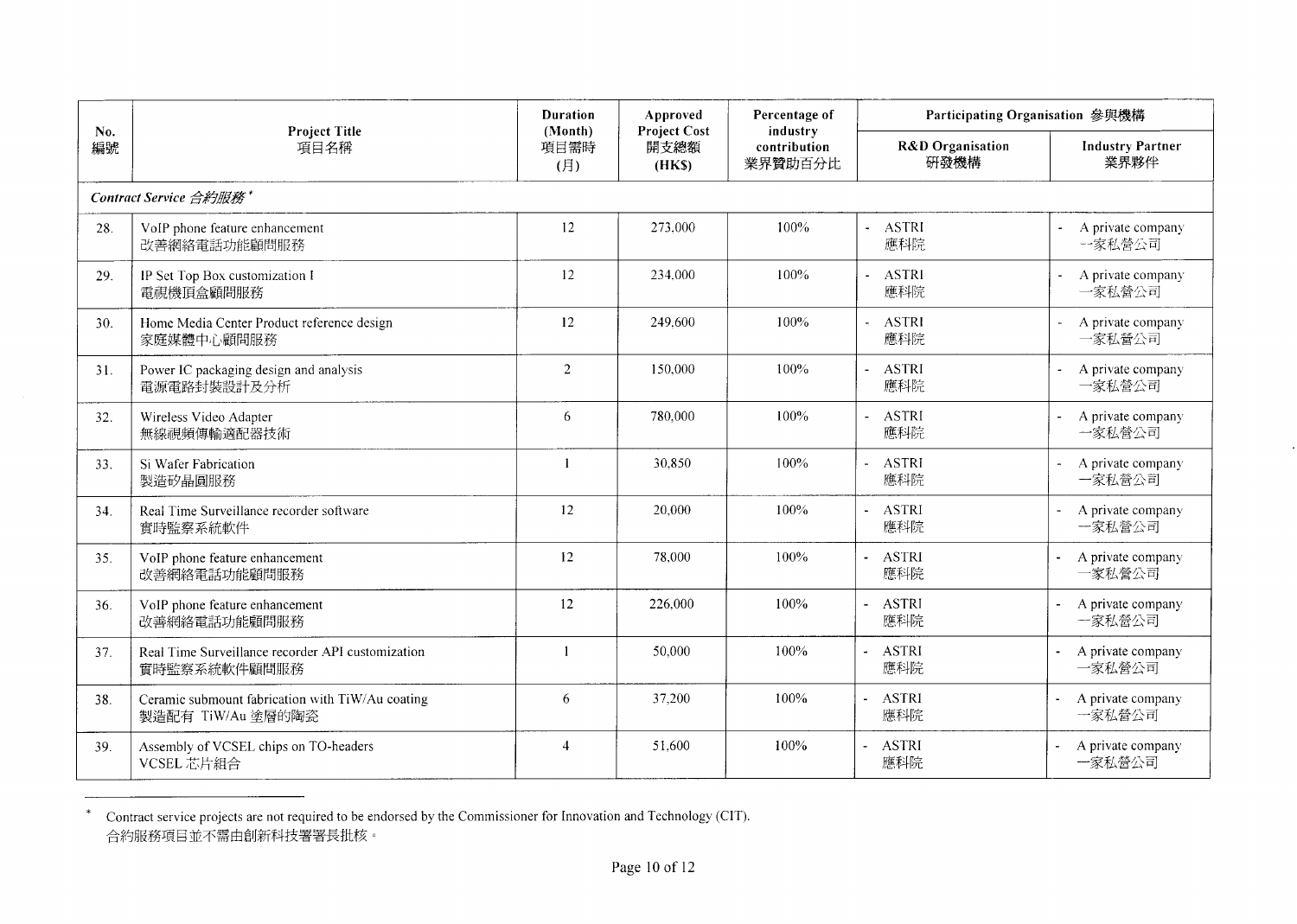| No. 編號 | Project Title 項目名稱 | Duration (Month) 項目需時 (月) | Approved Project Cost 開支總額 (HK$) | Percentage of industry contribution 業界贊助百分比 | Participating Organisation 參與機構 | |
|---|---|---|---|---|---|---|
| | | | | | R&D Organisation 研發機構 | Industry Partner 業界夥伴 |
| *Contract Service 合約服務* * | | | | | | |
| 28. | VoIP phone feature enhancement 改善網絡電話功能顧問服務 | 12 | 273,000 | 100% | - ASTRI 應科院 | - A private company 一家私營公司 |
| 29. | IP Set Top Box customization I 電視機頂盒顧問服務 | 12 | 234,000 | 100% | - ASTRI 應科院 | - A private company 一家私營公司 |
| 30. | Home Media Center Product reference design 家庭媒體中心顧問服務 | 12 | 249,600 | 100% | - ASTRI 應科院 | - A private company 一家私營公司 |
| 31. | Power IC packaging design and analysis 電源電路封裝設計及分析 | 2 | 150,000 | 100% | - ASTRI 應科院 | - A private company 一家私營公司 |
| 32. | Wireless Video Adapter 無線視頻傳輸適配器技術 | 6 | 780,000 | 100% | - ASTRI 應科院 | - A private company 一家私營公司 |
| 33. | Si Wafer Fabrication 製造矽晶圓服務 | 1 | 30,850 | 100% | - ASTRI 應科院 | - A private company 一家私營公司 |
| 34. | Real Time Surveillance recorder software 實時監察系統軟件 | 12 | 20,000 | 100% | - ASTRI 應科院 | - A private company 一家私營公司 |
| 35. | VoIP phone feature enhancement 改善網絡電話功能顧問服務 | 12 | 78,000 | 100% | - ASTRI 應科院 | - A private company 一家私營公司 |
| 36. | VoIP phone feature enhancement 改善網絡電話功能顧問服務 | 12 | 226,000 | 100% | - ASTRI 應科院 | - A private company 一家私營公司 |
| 37. | Real Time Surveillance recorder API customization 實時監察系統軟件顧問服務 | 1 | 50,000 | 100% | - ASTRI 應科院 | - A private company 一家私營公司 |
| 38. | Ceramic submount fabrication with TiW/Au coating 製造配有 TiW/Au 塗層的陶瓷 | 6 | 37,200 | 100% | - ASTRI 應科院 | - A private company 一家私營公司 |
| 39. | Assembly of VCSEL chips on TO-headers VCSEL 芯片組合 | 4 | 51,600 | 100% | - ASTRI 應科院 | - A private company 一家私營公司 |

* Contract service projects are not required to be endorsed by the Commissioner for Innovation and Technology (CIT).
合約服務項目並不需由創新科技署署長批核。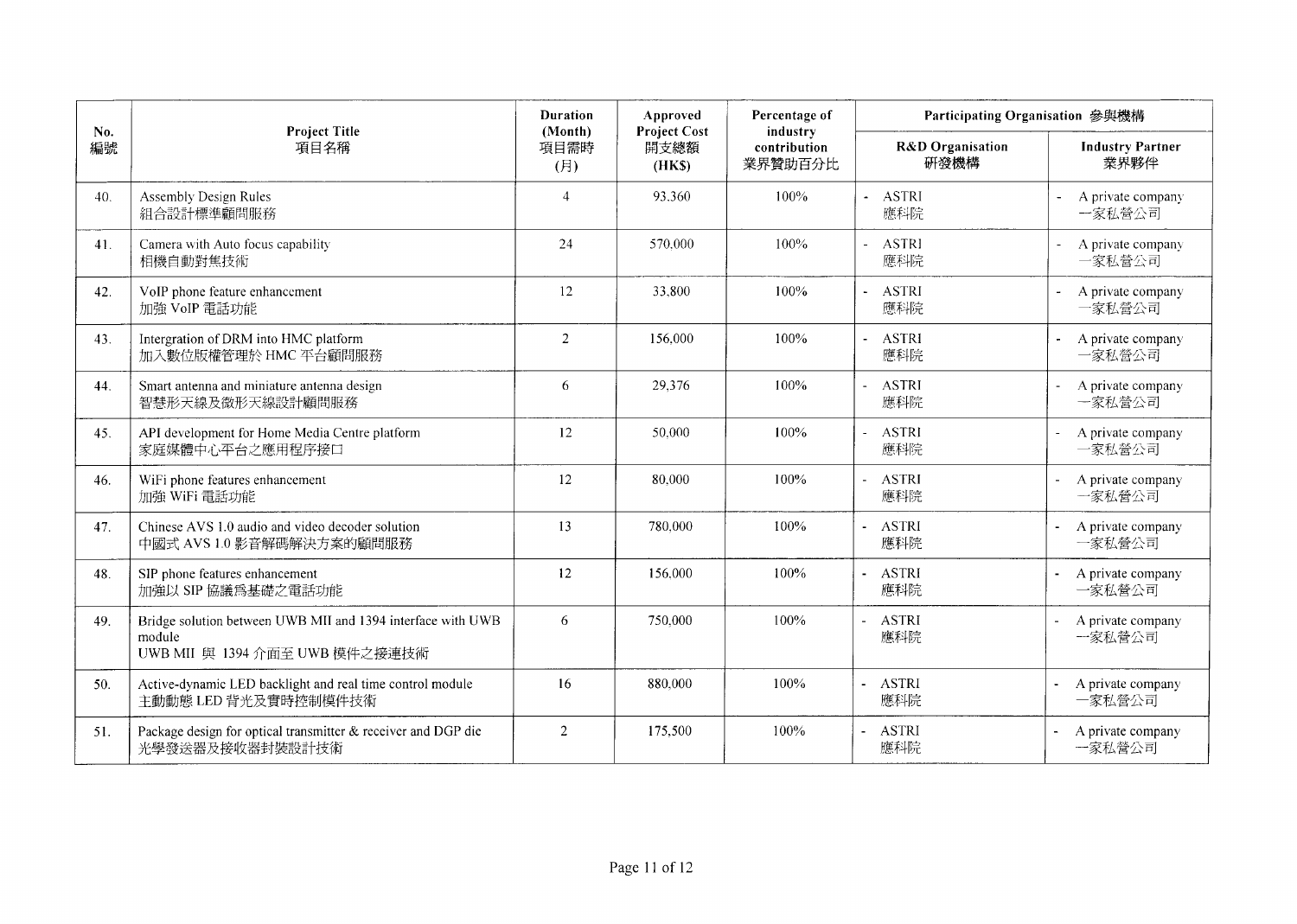| No. 編號 | Project Title 項目名稱 | Duration (Month) 項目需時 (月) | Approved Project Cost 開支總額 (HK$) | Percentage of industry contribution 業界贊助百分比 | Participating Organisation 參與機構 | |
|---|---|---|---|---|---|---|
| | | | | | R&D Organisation 研發機構 | Industry Partner 業界夥伴 |
| 40. | Assembly Design Rules<br>組合設計標準顧問服務 | 4 | 93,360 | 100% | - ASTRI<br>應科院 | - A private company<br>一家私營公司 |
| 41. | Camera with Auto focus capability<br>相機自動對焦技術 | 24 | 570,000 | 100% | - ASTRI<br>應科院 | - A private company<br>一家私營公司 |
| 42. | VoIP phone feature enhancement<br>加強 VoIP 電話功能 | 12 | 33,800 | 100% | - ASTRI<br>應科院 | - A private company<br>一家私營公司 |
| 43. | Intergration of DRM into HMC platform<br>加入數位版權管理於 HMC 平台顧問服務 | 2 | 156,000 | 100% | - ASTRI<br>應科院 | - A private company<br>一家私營公司 |
| 44. | Smart antenna and miniature antenna design<br>智慧形天線及微形天線設計顧問服務 | 6 | 29,376 | 100% | - ASTRI<br>應科院 | - A private company<br>一家私營公司 |
| 45. | API development for Home Media Centre platform<br>家庭媒體中心平台之應用程序接口 | 12 | 50,000 | 100% | - ASTRI<br>應科院 | - A private company<br>一家私營公司 |
| 46. | WiFi phone features enhancement<br>加強 WiFi 電話功能 | 12 | 80,000 | 100% | - ASTRI<br>應科院 | - A private company<br>一家私營公司 |
| 47. | Chinese AVS 1.0 audio and video decoder solution<br>中國式 AVS 1.0 影音解碼解決方案的顧問服務 | 13 | 780,000 | 100% | - ASTRI<br>應科院 | - A private company<br>一家私營公司 |
| 48. | SIP phone features enhancement<br>加強以 SIP 協議為基礎之電話功能 | 12 | 156,000 | 100% | - ASTRI<br>應科院 | - A private company<br>一家私營公司 |
| 49. | Bridge solution between UWB MII and 1394 interface with UWB module<br>UWB MII 與 1394 介面至 UWB 模件之接連技術 | 6 | 750,000 | 100% | - ASTRI<br>應科院 | - A private company<br>一家私營公司 |
| 50. | Active-dynamic LED backlight and real time control module<br>主動動態 LED 背光及實時控制模件技術 | 16 | 880,000 | 100% | - ASTRI<br>應科院 | - A private company<br>一家私營公司 |
| 51. | Package design for optical transmitter & receiver and DGP die<br>光學發送器及接收器封裝設計技術 | 2 | 175,500 | 100% | - ASTRI<br>應科院 | - A private company<br>一家私營公司 |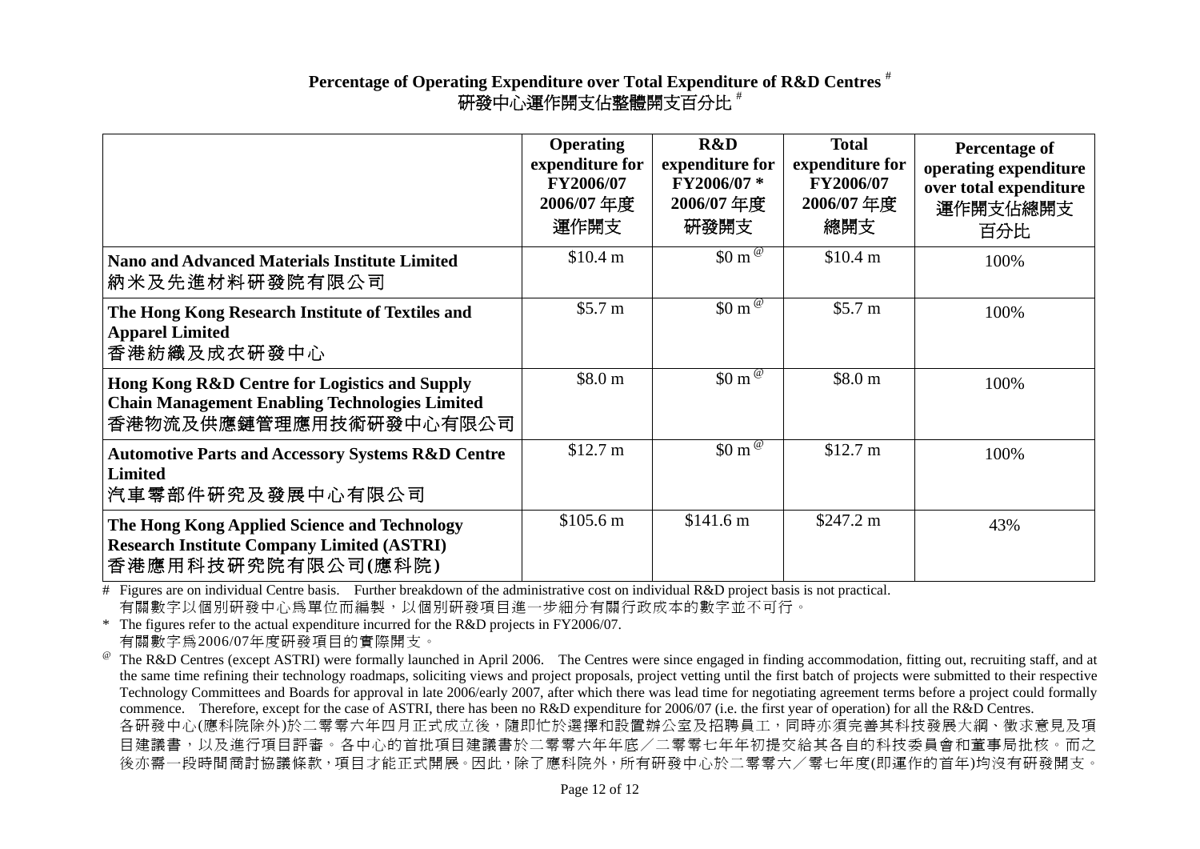**Percentage of Operating Expenditure over Total Expenditure of R&D Centres** [#]

**研發中心運作開支佔整體開支百分比** [#]

| | **Operating expenditure for FY2006/07** 2006/07 年度運作開支 | **R&D expenditure for FY2006/07 *** 2006/07 年度研發開支 | **Total expenditure for FY2006/07** 2006/07 年度總開支 | **Percentage of operating expenditure over total expenditure** 運作開支佔總開支百分比 |
|---|---|---|---|---|
| **Nano and Advanced Materials Institute Limited** 納米及先進材料研發院有限公司 | \$10.4 m | \$0 m [@] | \$10.4 m | 100% |
| **The Hong Kong Research Institute of Textiles and Apparel Limited** 香港紡織及成衣研發中心 | \$5.7 m | \$0 m [@] | \$5.7 m | 100% |
| **Hong Kong R&D Centre for Logistics and Supply Chain Management Enabling Technologies Limited** 香港物流及供應鏈管理應用技術研發中心有限公司 | \$8.0 m | \$0 m [@] | \$8.0 m | 100% |
| **Automotive Parts and Accessory Systems R&D Centre Limited** 汽車零部件研究及發展中心有限公司 | \$12.7 m | \$0 m [@] | \$12.7 m | 100% |
| **The Hong Kong Applied Science and Technology Research Institute Company Limited (ASTRI)** 香港應用科技研究院有限公司(應科院) | \$105.6 m | \$141.6 m | \$247.2 m | 43% |

\# Figures are on individual Centre basis. Further breakdown of the administrative cost on individual R&D project basis is not practical.
有關數字以個別研發中心為單位而編製，以個別研發項目進一步細分有關行政成本的數字並不可行。

\* The figures refer to the actual expenditure incurred for the R&D projects in FY2006/07.
有關數字為2006/07年度研發項目的實際開支。

@ The R&D Centres (except ASTRI) were formally launched in April 2006. The Centres were since engaged in finding accommodation, fitting out, recruiting staff, and at the same time refining their technology roadmaps, soliciting views and project proposals, project vetting until the first batch of projects were submitted to their respective Technology Committees and Boards for approval in late 2006/early 2007, after which there was lead time for negotiating agreement terms before a project could formally commence. Therefore, except for the case of ASTRI, there has been no R&D expenditure for 2006/07 (i.e. the first year of operation) for all the R&D Centres.
各研發中心(應科院除外)於二零零六年四月正式成立後，隨即忙於選擇和設置辦公室及招聘員工，同時亦須完善其科技發展大綱、徵求意見及項目建議書，以及進行項目評審。各中心的首批項目建議書於二零零六年年底／二零零七年年初提交給其各自的科技委員會和董事局批核。而之後亦需一段時間商討協議條款，項目才能正式開展。因此，除了應科院外，所有研發中心於二零零六／零七年度(即運作的首年)均沒有研發開支。